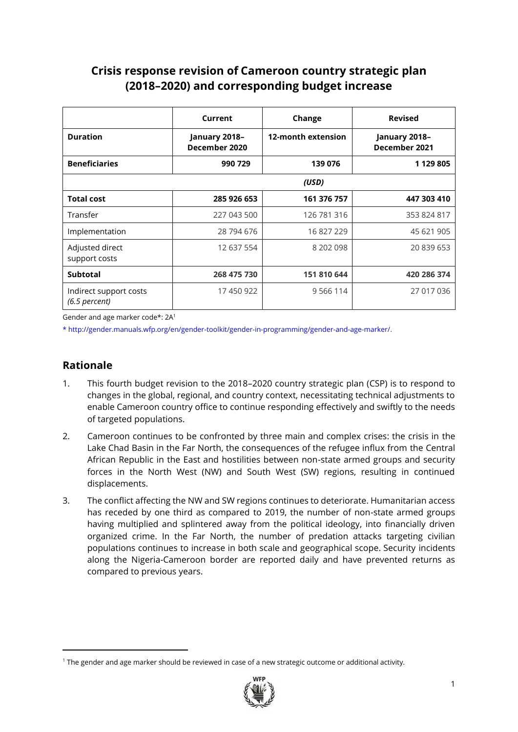# Crisis response revision of Cameroon country strategic plan (2018–2020) and corresponding budget increase

| | Current | Change | Revised |
|---|---|---|---|
| **Duration** | **January 2018–December 2020** | **12-month extension** | **January 2018–December 2021** |
| **Beneficiaries** | **990 729** | **139 076** | **1 129 805** |
| | | ***(USD)*** | |
| **Total cost** | **285 926 653** | **161 376 757** | **447 303 410** |
| Transfer | 227 043 500 | 126 781 316 | 353 824 817 |
| Implementation | 28 794 676 | 16 827 229 | 45 621 905 |
| Adjusted direct support costs | 12 637 554 | 8 202 098 | 20 839 653 |
| **Subtotal** | **268 475 730** | **151 810 644** | **420 286 374** |
| Indirect support costs *(6.5 percent)* | 17 450 922 | 9 566 114 | 27 017 036 |

Gender and age marker code*: 2A[1]

* http://gender.manuals.wfp.org/en/gender-toolkit/gender-in-programming/gender-and-age-marker/.

## Rationale

1. This fourth budget revision to the 2018–2020 country strategic plan (CSP) is to respond to changes in the global, regional, and country context, necessitating technical adjustments to enable Cameroon country office to continue responding effectively and swiftly to the needs of targeted populations.
2. Cameroon continues to be confronted by three main and complex crises: the crisis in the Lake Chad Basin in the Far North, the consequences of the refugee influx from the Central African Republic in the East and hostilities between non-state armed groups and security forces in the North West (NW) and South West (SW) regions, resulting in continued displacements.
3. The conflict affecting the NW and SW regions continues to deteriorate. Humanitarian access has receded by one third as compared to 2019, the number of non-state armed groups having multiplied and splintered away from the political ideology, into financially driven organized crime. In the Far North, the number of predation attacks targeting civilian populations continues to increase in both scale and geographical scope. Security incidents along the Nigeria-Cameroon border are reported daily and have prevented returns as compared to previous years.

[1] The gender and age marker should be reviewed in case of a new strategic outcome or additional activity.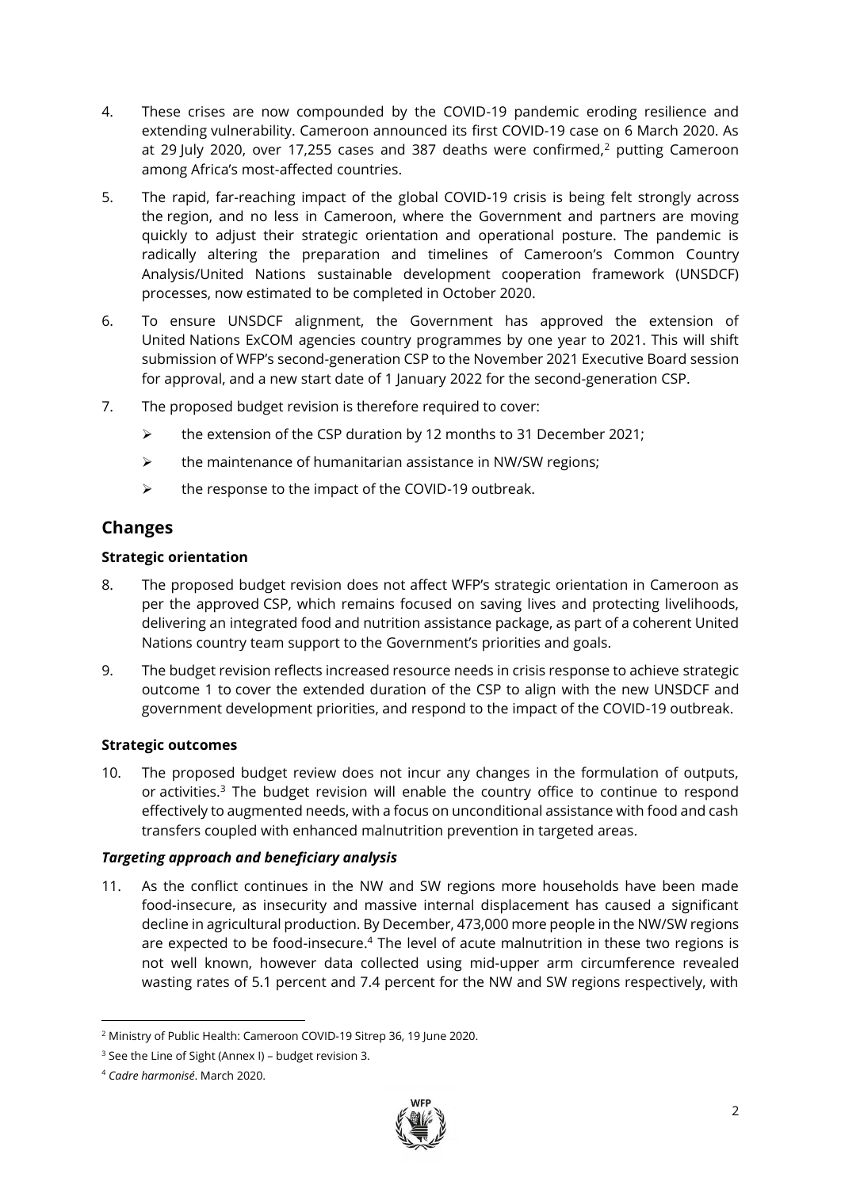4. These crises are now compounded by the COVID-19 pandemic eroding resilience and extending vulnerability. Cameroon announced its first COVID-19 case on 6 March 2020. As at 29 July 2020, over 17,255 cases and 387 deaths were confirmed,[2] putting Cameroon among Africa's most-affected countries.

5. The rapid, far-reaching impact of the global COVID-19 crisis is being felt strongly across the region, and no less in Cameroon, where the Government and partners are moving quickly to adjust their strategic orientation and operational posture. The pandemic is radically altering the preparation and timelines of Cameroon's Common Country Analysis/United Nations sustainable development cooperation framework (UNSDCF) processes, now estimated to be completed in October 2020.

6. To ensure UNSDCF alignment, the Government has approved the extension of United Nations ExCOM agencies country programmes by one year to 2021. This will shift submission of WFP's second-generation CSP to the November 2021 Executive Board session for approval, and a new start date of 1 January 2022 for the second-generation CSP.

7. The proposed budget revision is therefore required to cover:
   - the extension of the CSP duration by 12 months to 31 December 2021;
   - the maintenance of humanitarian assistance in NW/SW regions;
   - the response to the impact of the COVID-19 outbreak.

## Changes

### Strategic orientation

8. The proposed budget revision does not affect WFP's strategic orientation in Cameroon as per the approved CSP, which remains focused on saving lives and protecting livelihoods, delivering an integrated food and nutrition assistance package, as part of a coherent United Nations country team support to the Government's priorities and goals.

9. The budget revision reflects increased resource needs in crisis response to achieve strategic outcome 1 to cover the extended duration of the CSP to align with the new UNSDCF and government development priorities, and respond to the impact of the COVID-19 outbreak.

### Strategic outcomes

10. The proposed budget review does not incur any changes in the formulation of outputs, or activities.[3] The budget revision will enable the country office to continue to respond effectively to augmented needs, with a focus on unconditional assistance with food and cash transfers coupled with enhanced malnutrition prevention in targeted areas.

#### *Targeting approach and beneficiary analysis*

11. As the conflict continues in the NW and SW regions more households have been made food-insecure, as insecurity and massive internal displacement has caused a significant decline in agricultural production. By December, 473,000 more people in the NW/SW regions are expected to be food-insecure.[4] The level of acute malnutrition in these two regions is not well known, however data collected using mid-upper arm circumference revealed wasting rates of 5.1 percent and 7.4 percent for the NW and SW regions respectively, with

---

[2] Ministry of Public Health: Cameroon COVID-19 Sitrep 36, 19 June 2020.

[3] See the Line of Sight (Annex I) – budget revision 3.

[4] *Cadre harmonisé*. March 2020.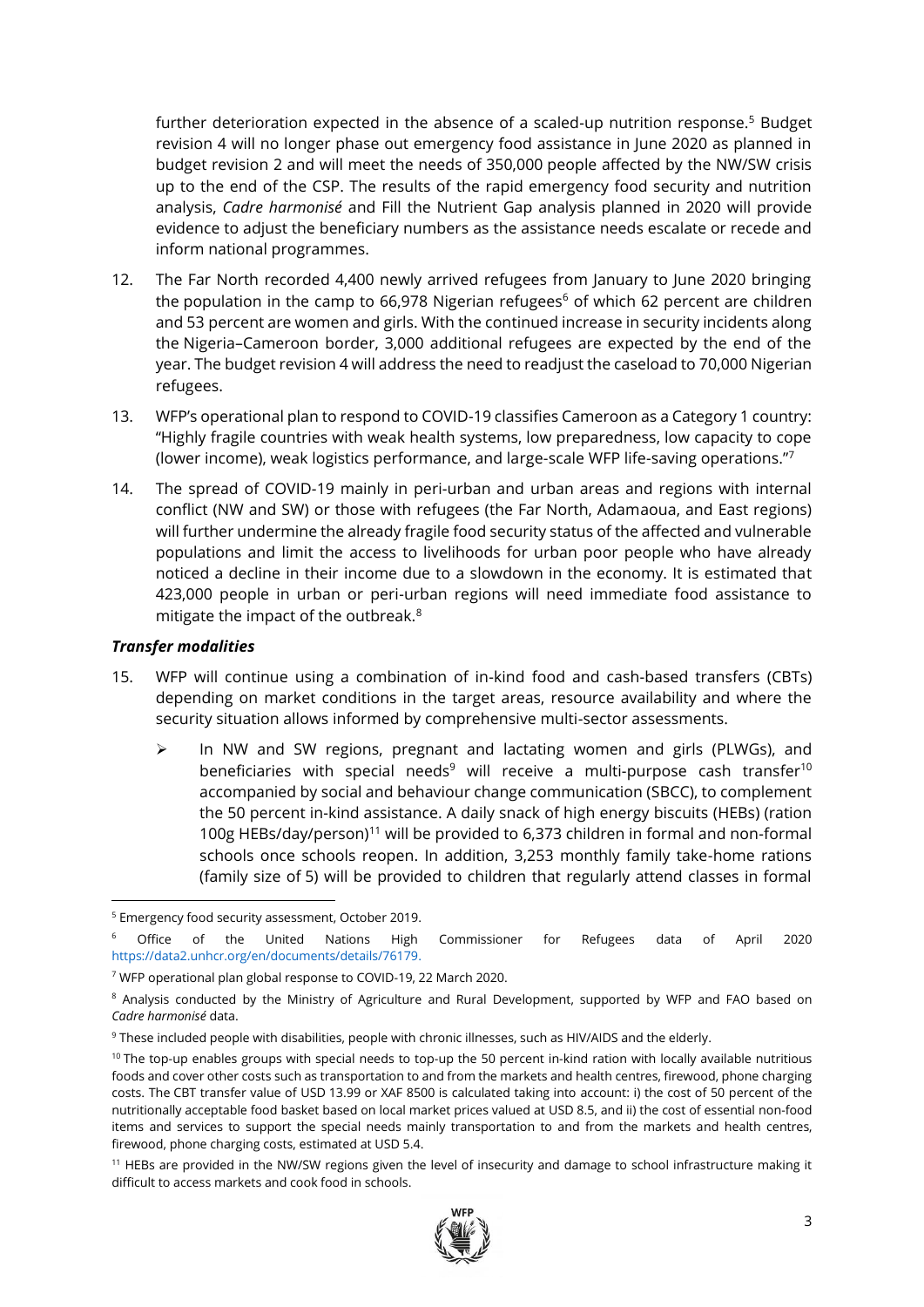further deterioration expected in the absence of a scaled-up nutrition response.[5] Budget revision 4 will no longer phase out emergency food assistance in June 2020 as planned in budget revision 2 and will meet the needs of 350,000 people affected by the NW/SW crisis up to the end of the CSP. The results of the rapid emergency food security and nutrition analysis, *Cadre harmonisé* and Fill the Nutrient Gap analysis planned in 2020 will provide evidence to adjust the beneficiary numbers as the assistance needs escalate or recede and inform national programmes.

12. The Far North recorded 4,400 newly arrived refugees from January to June 2020 bringing the population in the camp to 66,978 Nigerian refugees[6] of which 62 percent are children and 53 percent are women and girls. With the continued increase in security incidents along the Nigeria–Cameroon border, 3,000 additional refugees are expected by the end of the year. The budget revision 4 will address the need to readjust the caseload to 70,000 Nigerian refugees.

13. WFP's operational plan to respond to COVID-19 classifies Cameroon as a Category 1 country: "Highly fragile countries with weak health systems, low preparedness, low capacity to cope (lower income), weak logistics performance, and large-scale WFP life-saving operations."[7]

14. The spread of COVID-19 mainly in peri-urban and urban areas and regions with internal conflict (NW and SW) or those with refugees (the Far North, Adamaoua, and East regions) will further undermine the already fragile food security status of the affected and vulnerable populations and limit the access to livelihoods for urban poor people who have already noticed a decline in their income due to a slowdown in the economy. It is estimated that 423,000 people in urban or peri-urban regions will need immediate food assistance to mitigate the impact of the outbreak.[8]

### *Transfer modalities*

15. WFP will continue using a combination of in-kind food and cash-based transfers (CBTs) depending on market conditions in the target areas, resource availability and where the security situation allows informed by comprehensive multi-sector assessments.

    - In NW and SW regions, pregnant and lactating women and girls (PLWGs), and beneficiaries with special needs[9] will receive a multi-purpose cash transfer[10] accompanied by social and behaviour change communication (SBCC), to complement the 50 percent in-kind assistance. A daily snack of high energy biscuits (HEBs) (ration 100g HEBs/day/person)[11] will be provided to 6,373 children in formal and non-formal schools once schools reopen. In addition, 3,253 monthly family take-home rations (family size of 5) will be provided to children that regularly attend classes in formal

---

[5] Emergency food security assessment, October 2019.

[6] Office of the United Nations High Commissioner for Refugees data of April 2020 https://data2.unhcr.org/en/documents/details/76179.

[7] WFP operational plan global response to COVID-19, 22 March 2020.

[8] Analysis conducted by the Ministry of Agriculture and Rural Development, supported by WFP and FAO based on *Cadre harmonisé* data.

[9] These included people with disabilities, people with chronic illnesses, such as HIV/AIDS and the elderly.

[10] The top-up enables groups with special needs to top-up the 50 percent in-kind ration with locally available nutritious foods and cover other costs such as transportation to and from the markets and health centres, firewood, phone charging costs. The CBT transfer value of USD 13.99 or XAF 8500 is calculated taking into account: i) the cost of 50 percent of the nutritionally acceptable food basket based on local market prices valued at USD 8.5, and ii) the cost of essential non-food items and services to support the special needs mainly transportation to and from the markets and health centres, firewood, phone charging costs, estimated at USD 5.4.

[11] HEBs are provided in the NW/SW regions given the level of insecurity and damage to school infrastructure making it difficult to access markets and cook food in schools.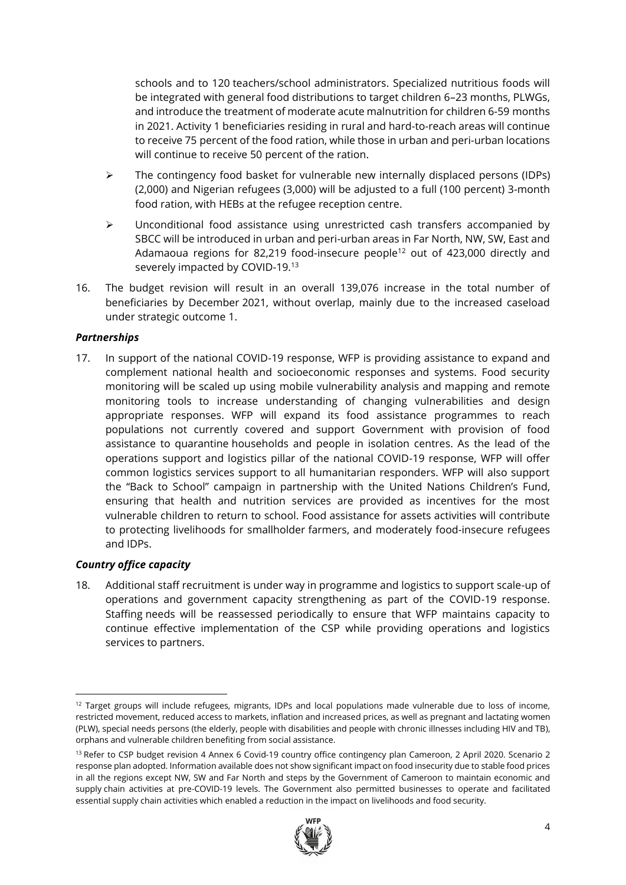schools and to 120 teachers/school administrators. Specialized nutritious foods will be integrated with general food distributions to target children 6–23 months, PLWGs, and introduce the treatment of moderate acute malnutrition for children 6-59 months in 2021. Activity 1 beneficiaries residing in rural and hard-to-reach areas will continue to receive 75 percent of the food ration, while those in urban and peri-urban locations will continue to receive 50 percent of the ration.

- The contingency food basket for vulnerable new internally displaced persons (IDPs) (2,000) and Nigerian refugees (3,000) will be adjusted to a full (100 percent) 3-month food ration, with HEBs at the refugee reception centre.
- Unconditional food assistance using unrestricted cash transfers accompanied by SBCC will be introduced in urban and peri-urban areas in Far North, NW, SW, East and Adamaoua regions for 82,219 food-insecure people[12] out of 423,000 directly and severely impacted by COVID-19.[13]

16. The budget revision will result in an overall 139,076 increase in the total number of beneficiaries by December 2021, without overlap, mainly due to the increased caseload under strategic outcome 1.

### *Partnerships*

17. In support of the national COVID-19 response, WFP is providing assistance to expand and complement national health and socioeconomic responses and systems. Food security monitoring will be scaled up using mobile vulnerability analysis and mapping and remote monitoring tools to increase understanding of changing vulnerabilities and design appropriate responses. WFP will expand its food assistance programmes to reach populations not currently covered and support Government with provision of food assistance to quarantine households and people in isolation centres. As the lead of the operations support and logistics pillar of the national COVID-19 response, WFP will offer common logistics services support to all humanitarian responders. WFP will also support the "Back to School" campaign in partnership with the United Nations Children's Fund, ensuring that health and nutrition services are provided as incentives for the most vulnerable children to return to school. Food assistance for assets activities will contribute to protecting livelihoods for smallholder farmers, and moderately food-insecure refugees and IDPs.

### *Country office capacity*

18. Additional staff recruitment is under way in programme and logistics to support scale-up of operations and government capacity strengthening as part of the COVID-19 response. Staffing needs will be reassessed periodically to ensure that WFP maintains capacity to continue effective implementation of the CSP while providing operations and logistics services to partners.

---

[12] Target groups will include refugees, migrants, IDPs and local populations made vulnerable due to loss of income, restricted movement, reduced access to markets, inflation and increased prices, as well as pregnant and lactating women (PLW), special needs persons (the elderly, people with disabilities and people with chronic illnesses including HIV and TB), orphans and vulnerable children benefiting from social assistance.

[13] Refer to CSP budget revision 4 Annex 6 Covid-19 country office contingency plan Cameroon, 2 April 2020. Scenario 2 response plan adopted. Information available does not show significant impact on food insecurity due to stable food prices in all the regions except NW, SW and Far North and steps by the Government of Cameroon to maintain economic and supply chain activities at pre-COVID-19 levels. The Government also permitted businesses to operate and facilitated essential supply chain activities which enabled a reduction in the impact on livelihoods and food security.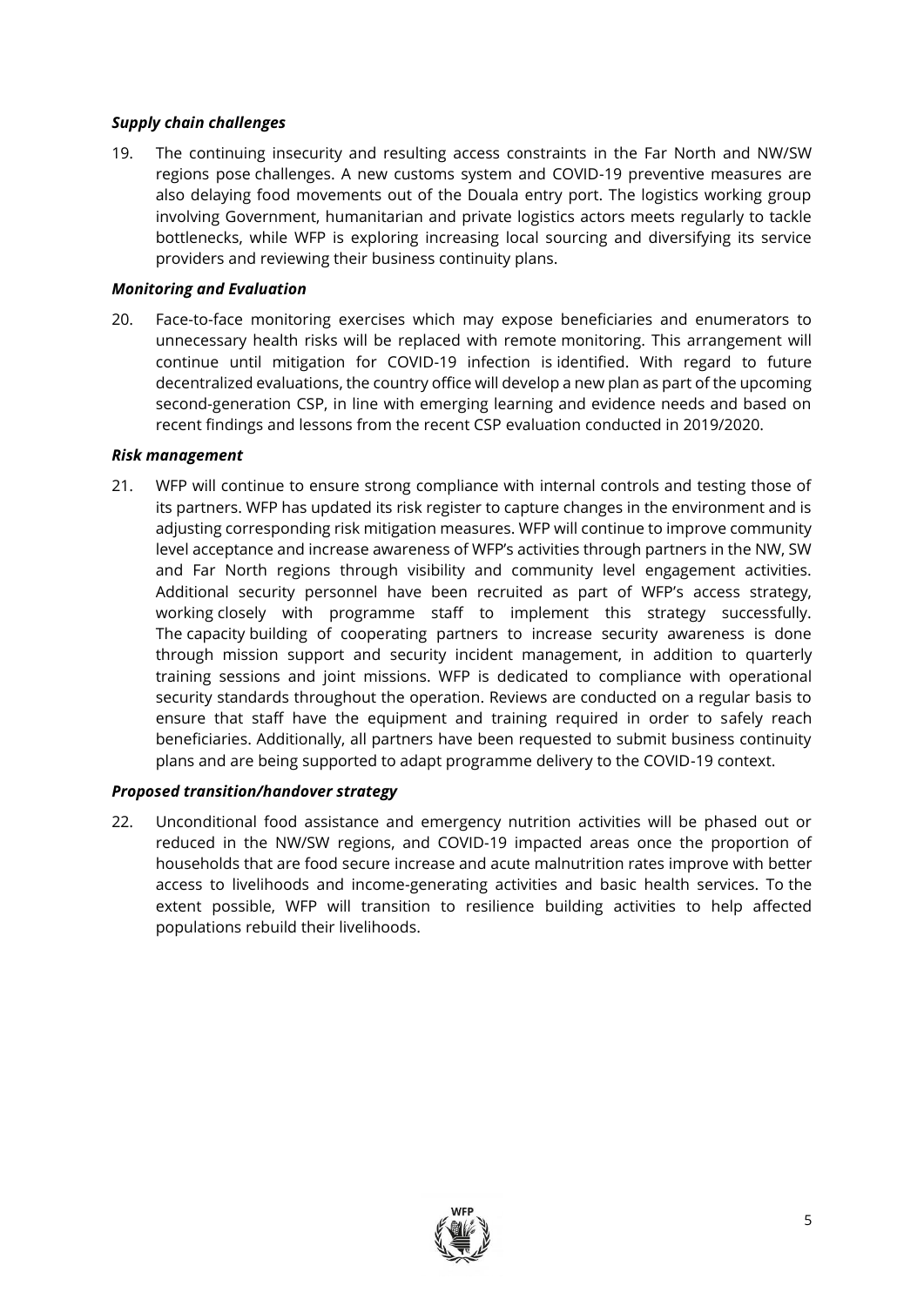***Supply chain challenges***

19. The continuing insecurity and resulting access constraints in the Far North and NW/SW regions pose challenges. A new customs system and COVID-19 preventive measures are also delaying food movements out of the Douala entry port. The logistics working group involving Government, humanitarian and private logistics actors meets regularly to tackle bottlenecks, while WFP is exploring increasing local sourcing and diversifying its service providers and reviewing their business continuity plans.

***Monitoring and Evaluation***

20. Face-to-face monitoring exercises which may expose beneficiaries and enumerators to unnecessary health risks will be replaced with remote monitoring. This arrangement will continue until mitigation for COVID-19 infection is identified. With regard to future decentralized evaluations, the country office will develop a new plan as part of the upcoming second-generation CSP, in line with emerging learning and evidence needs and based on recent findings and lessons from the recent CSP evaluation conducted in 2019/2020.

***Risk management***

21. WFP will continue to ensure strong compliance with internal controls and testing those of its partners. WFP has updated its risk register to capture changes in the environment and is adjusting corresponding risk mitigation measures. WFP will continue to improve community level acceptance and increase awareness of WFP's activities through partners in the NW, SW and Far North regions through visibility and community level engagement activities. Additional security personnel have been recruited as part of WFP's access strategy, working closely with programme staff to implement this strategy successfully. The capacity building of cooperating partners to increase security awareness is done through mission support and security incident management, in addition to quarterly training sessions and joint missions. WFP is dedicated to compliance with operational security standards throughout the operation. Reviews are conducted on a regular basis to ensure that staff have the equipment and training required in order to safely reach beneficiaries. Additionally, all partners have been requested to submit business continuity plans and are being supported to adapt programme delivery to the COVID-19 context.

***Proposed transition/handover strategy***

22. Unconditional food assistance and emergency nutrition activities will be phased out or reduced in the NW/SW regions, and COVID-19 impacted areas once the proportion of households that are food secure increase and acute malnutrition rates improve with better access to livelihoods and income-generating activities and basic health services. To the extent possible, WFP will transition to resilience building activities to help affected populations rebuild their livelihoods.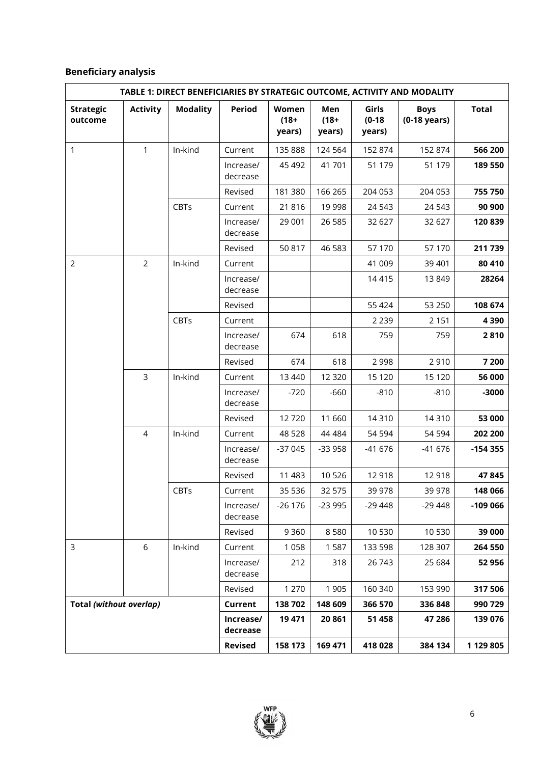## Beneficiary analysis

| TABLE 1: DIRECT BENEFICIARIES BY STRATEGIC OUTCOME, ACTIVITY AND MODALITY | | | | | | | | |
|---|---|---|---|---|---|---|---|---|
| **Strategic outcome** | **Activity** | **Modality** | **Period** | **Women (18+ years)** | **Men (18+ years)** | **Girls (0-18 years)** | **Boys (0-18 years)** | **Total** |
| 1 | 1 | In-kind | Current | 135 888 | 124 564 | 152 874 | 152 874 | **566 200** |
| | | | Increase/ decrease | 45 492 | 41 701 | 51 179 | 51 179 | **189 550** |
| | | | Revised | 181 380 | 166 265 | 204 053 | 204 053 | **755 750** |
| | | CBTs | Current | 21 816 | 19 998 | 24 543 | 24 543 | **90 900** |
| | | | Increase/ decrease | 29 001 | 26 585 | 32 627 | 32 627 | **120 839** |
| | | | Revised | 50 817 | 46 583 | 57 170 | 57 170 | **211 739** |
| 2 | 2 | In-kind | Current | | | 41 009 | 39 401 | **80 410** |
| | | | Increase/ decrease | | | 14 415 | 13 849 | **28264** |
| | | | Revised | | | 55 424 | 53 250 | **108 674** |
| | | CBTs | Current | | | 2 239 | 2 151 | **4 390** |
| | | | Increase/ decrease | 674 | 618 | 759 | 759 | **2 810** |
| | | | Revised | 674 | 618 | 2 998 | 2 910 | **7 200** |
| | 3 | In-kind | Current | 13 440 | 12 320 | 15 120 | 15 120 | **56 000** |
| | | | Increase/ decrease | -720 | -660 | -810 | -810 | **-3000** |
| | | | Revised | 12 720 | 11 660 | 14 310 | 14 310 | **53 000** |
| | 4 | In-kind | Current | 48 528 | 44 484 | 54 594 | 54 594 | **202 200** |
| | | | Increase/ decrease | -37 045 | -33 958 | -41 676 | -41 676 | **-154 355** |
| | | | Revised | 11 483 | 10 526 | 12 918 | 12 918 | **47 845** |
| | | CBTs | Current | 35 536 | 32 575 | 39 978 | 39 978 | **148 066** |
| | | | Increase/ decrease | -26 176 | -23 995 | -29 448 | -29 448 | **-109 066** |
| | | | Revised | 9 360 | 8 580 | 10 530 | 10 530 | **39 000** |
| 3 | 6 | In-kind | Current | 1 058 | 1 587 | 133 598 | 128 307 | **264 550** |
| | | | Increase/ decrease | 212 | 318 | 26 743 | 25 684 | **52 956** |
| | | | Revised | 1 270 | 1 905 | 160 340 | 153 990 | **317 506** |
| **Total *(without overlap)*** | | | **Current** | **138 702** | **148 609** | **366 570** | **336 848** | **990 729** |
| | | | **Increase/ decrease** | **19 471** | **20 861** | **51 458** | **47 286** | **139 076** |
| | | | **Revised** | **158 173** | **169 471** | **418 028** | **384 134** | **1 129 805** |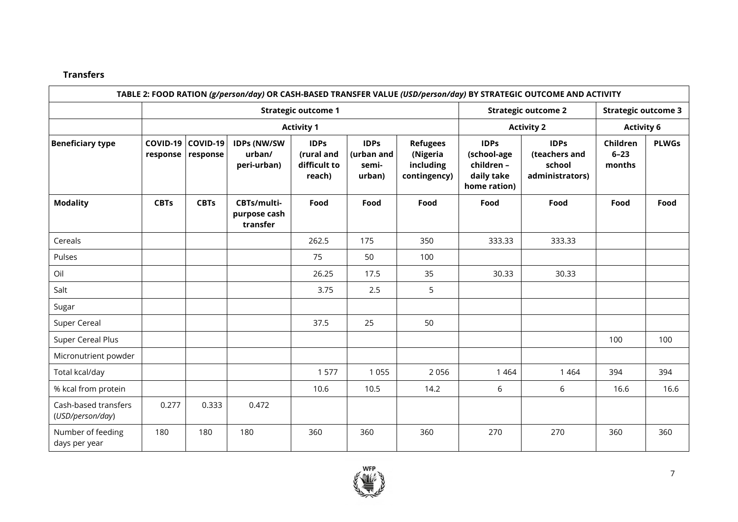**Transfers**

| TABLE 2: FOOD RATION *(g/person/day)* OR CASH-BASED TRANSFER VALUE *(USD/person/day)* BY STRATEGIC OUTCOME AND ACTIVITY | | | | | | | | | | |
|---|---|---|---|---|---|---|---|---|---|---|
| | **Strategic outcome 1** | | | | | | **Strategic outcome 2** | | **Strategic outcome 3** | |
| | **Activity 1** | | | | | | **Activity 2** | | **Activity 6** | |
| **Beneficiary type** | **COVID-19 response** | **COVID-19 response** | **IDPs (NW/SW urban/ peri-urban)** | **IDPs (rural and difficult to reach)** | **IDPs (urban and semi-urban)** | **Refugees (Nigeria including contingency)** | **IDPs (school-age children – daily take home ration)** | **IDPs (teachers and school administrators)** | **Children 6–23 months** | **PLWGs** |
| **Modality** | **CBTs** | **CBTs** | **CBTs/multi-purpose cash transfer** | **Food** | **Food** | **Food** | **Food** | **Food** | **Food** | **Food** |
| Cereals | | | | 262.5 | 175 | 350 | 333.33 | 333.33 | | |
| Pulses | | | | 75 | 50 | 100 | | | | |
| Oil | | | | 26.25 | 17.5 | 35 | 30.33 | 30.33 | | |
| Salt | | | | 3.75 | 2.5 | 5 | | | | |
| Sugar | | | | | | | | | | |
| Super Cereal | | | | 37.5 | 25 | 50 | | | | |
| Super Cereal Plus | | | | | | | | | 100 | 100 |
| Micronutrient powder | | | | | | | | | | |
| Total kcal/day | | | | 1 577 | 1 055 | 2 056 | 1 464 | 1 464 | 394 | 394 |
| % kcal from protein | | | | 10.6 | 10.5 | 14.2 | 6 | 6 | 16.6 | 16.6 |
| Cash-based transfers (*USD/person/day*) | 0.277 | 0.333 | 0.472 | | | | | | | |
| Number of feeding days per year | 180 | 180 | 180 | 360 | 360 | 360 | 270 | 270 | 360 | 360 |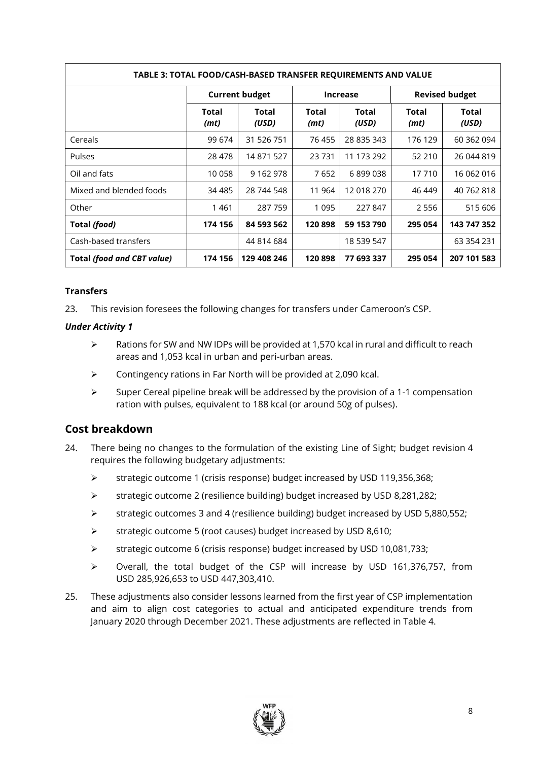| TABLE 3: TOTAL FOOD/CASH-BASED TRANSFER REQUIREMENTS AND VALUE | | | | | | |
|---|---|---|---|---|---|---|
| | **Current budget** | | **Increase** | | **Revised budget** | |
| | **Total (mt)** | **Total (USD)** | **Total (mt)** | **Total (USD)** | **Total (mt)** | **Total (USD)** |
| Cereals | 99 674 | 31 526 751 | 76 455 | 28 835 343 | 176 129 | 60 362 094 |
| Pulses | 28 478 | 14 871 527 | 23 731 | 11 173 292 | 52 210 | 26 044 819 |
| Oil and fats | 10 058 | 9 162 978 | 7 652 | 6 899 038 | 17 710 | 16 062 016 |
| Mixed and blended foods | 34 485 | 28 744 548 | 11 964 | 12 018 270 | 46 449 | 40 762 818 |
| Other | 1 461 | 287 759 | 1 095 | 227 847 | 2 556 | 515 606 |
| **Total *(food)*** | **174 156** | **84 593 562** | **120 898** | **59 153 790** | **295 054** | **143 747 352** |
| Cash-based transfers | | 44 814 684 | | 18 539 547 | | 63 354 231 |
| **Total *(food and CBT value)*** | **174 156** | **129 408 246** | **120 898** | **77 693 337** | **295 054** | **207 101 583** |

### Transfers

23. This revision foresees the following changes for transfers under Cameroon's CSP.

***Under Activity 1***

- Rations for SW and NW IDPs will be provided at 1,570 kcal in rural and difficult to reach areas and 1,053 kcal in urban and peri-urban areas.
- Contingency rations in Far North will be provided at 2,090 kcal.
- Super Cereal pipeline break will be addressed by the provision of a 1-1 compensation ration with pulses, equivalent to 188 kcal (or around 50g of pulses).

## Cost breakdown

24. There being no changes to the formulation of the existing Line of Sight; budget revision 4 requires the following budgetary adjustments:
    - strategic outcome 1 (crisis response) budget increased by USD 119,356,368;
    - strategic outcome 2 (resilience building) budget increased by USD 8,281,282;
    - strategic outcomes 3 and 4 (resilience building) budget increased by USD 5,880,552;
    - strategic outcome 5 (root causes) budget increased by USD 8,610;
    - strategic outcome 6 (crisis response) budget increased by USD 10,081,733;
    - Overall, the total budget of the CSP will increase by USD 161,376,757, from USD 285,926,653 to USD 447,303,410.

25. These adjustments also consider lessons learned from the first year of CSP implementation and aim to align cost categories to actual and anticipated expenditure trends from January 2020 through December 2021. These adjustments are reflected in Table 4.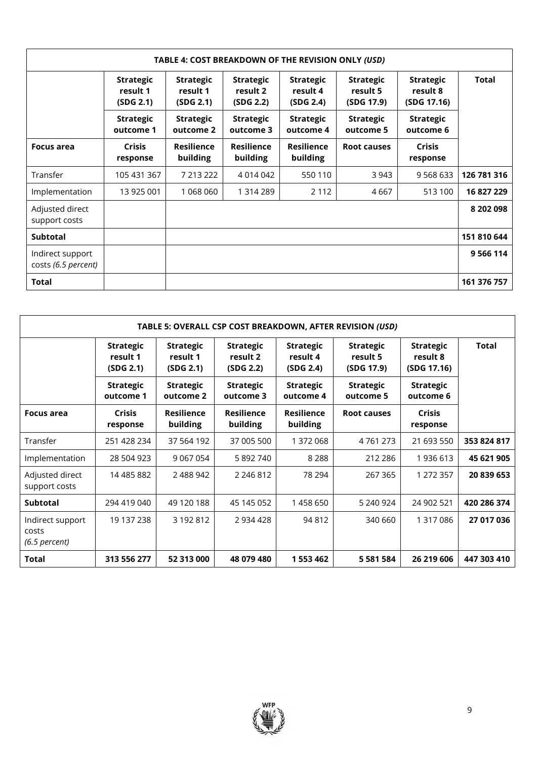| TABLE 4: COST BREAKDOWN OF THE REVISION ONLY *(USD)* | | | | | | | |
|---|---|---|---|---|---|---|---|
| | **Strategic result 1 (SDG 2.1)** | **Strategic result 1 (SDG 2.1)** | **Strategic result 2 (SDG 2.2)** | **Strategic result 4 (SDG 2.4)** | **Strategic result 5 (SDG 17.9)** | **Strategic result 8 (SDG 17.16)** | **Total** |
| | **Strategic outcome 1** | **Strategic outcome 2** | **Strategic outcome 3** | **Strategic outcome 4** | **Strategic outcome 5** | **Strategic outcome 6** | |
| **Focus area** | **Crisis response** | **Resilience building** | **Resilience building** | **Resilience building** | **Root causes** | **Crisis response** | |
| Transfer | 105 431 367 | 7 213 222 | 4 014 042 | 550 110 | 3 943 | 9 568 633 | **126 781 316** |
| Implementation | 13 925 001 | 1 068 060 | 1 314 289 | 2 112 | 4 667 | 513 100 | **16 827 229** |
| Adjusted direct support costs | | | | | | | **8 202 098** |
| **Subtotal** | | | | | | | **151 810 644** |
| Indirect support costs *(6.5 percent)* | | | | | | | **9 566 114** |
| **Total** | | | | | | | **161 376 757** |

| TABLE 5: OVERALL CSP COST BREAKDOWN, AFTER REVISION *(USD)* | | | | | | | |
|---|---|---|---|---|---|---|---|
| | **Strategic result 1 (SDG 2.1)** | **Strategic result 1 (SDG 2.1)** | **Strategic result 2 (SDG 2.2)** | **Strategic result 4 (SDG 2.4)** | **Strategic result 5 (SDG 17.9)** | **Strategic result 8 (SDG 17.16)** | **Total** |
| | **Strategic outcome 1** | **Strategic outcome 2** | **Strategic outcome 3** | **Strategic outcome 4** | **Strategic outcome 5** | **Strategic outcome 6** | |
| **Focus area** | **Crisis response** | **Resilience building** | **Resilience building** | **Resilience building** | **Root causes** | **Crisis response** | |
| Transfer | 251 428 234 | 37 564 192 | 37 005 500 | 1 372 068 | 4 761 273 | 21 693 550 | **353 824 817** |
| Implementation | 28 504 923 | 9 067 054 | 5 892 740 | 8 288 | 212 286 | 1 936 613 | **45 621 905** |
| Adjusted direct support costs | 14 485 882 | 2 488 942 | 2 246 812 | 78 294 | 267 365 | 1 272 357 | **20 839 653** |
| **Subtotal** | 294 419 040 | 49 120 188 | 45 145 052 | 1 458 650 | 5 240 924 | 24 902 521 | **420 286 374** |
| Indirect support costs *(6.5 percent)* | 19 137 238 | 3 192 812 | 2 934 428 | 94 812 | 340 660 | 1 317 086 | **27 017 036** |
| **Total** | **313 556 277** | **52 313 000** | **48 079 480** | **1 553 462** | **5 581 584** | **26 219 606** | **447 303 410** |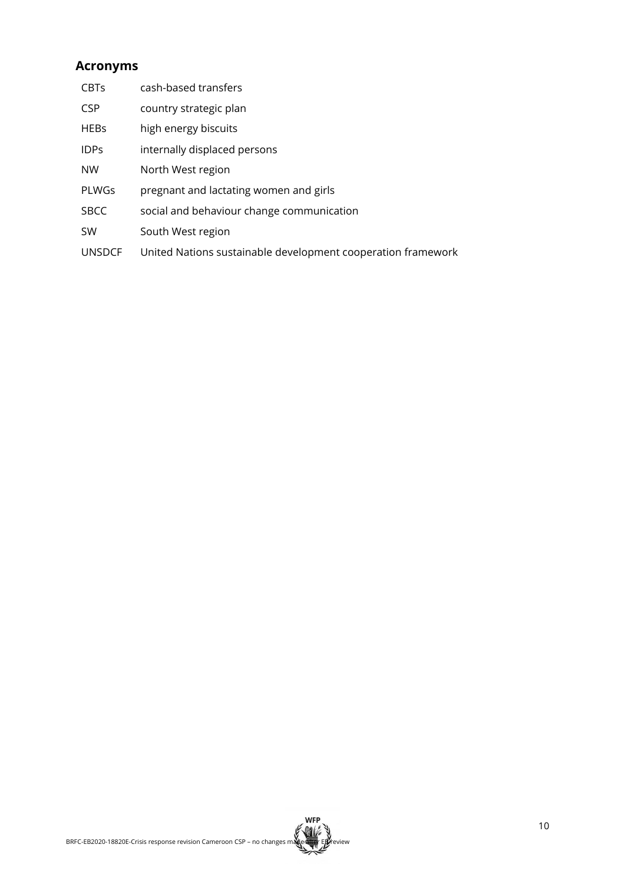## Acronyms

| | |
|---|---|
| CBTs | cash-based transfers |
| CSP | country strategic plan |
| HEBs | high energy biscuits |
| IDPs | internally displaced persons |
| NW | North West region |
| PLWGs | pregnant and lactating women and girls |
| SBCC | social and behaviour change communication |
| SW | South West region |
| UNSDCF | United Nations sustainable development cooperation framework |